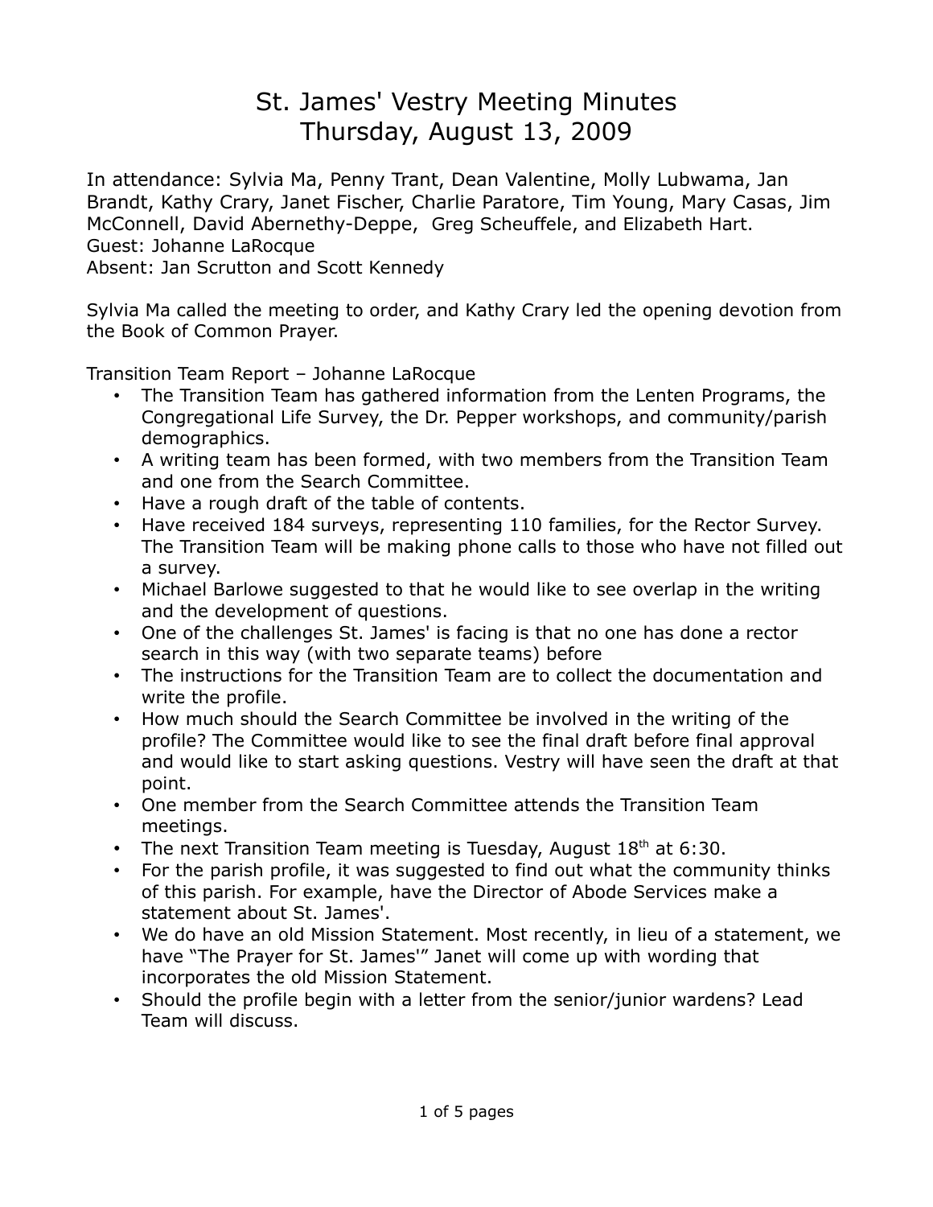# St. James' Vestry Meeting Minutes
## Thursday, August 13, 2009

In attendance: Sylvia Ma, Penny Trant, Dean Valentine, Molly Lubwama, Jan Brandt, Kathy Crary, Janet Fischer, Charlie Paratore, Tim Young, Mary Casas, Jim McConnell, David Abernethy-Deppe, Greg Scheuffele, and Elizabeth Hart.
Guest: Johanne LaRocque
Absent: Jan Scrutton and Scott Kennedy

Sylvia Ma called the meeting to order, and Kathy Crary led the opening devotion from the Book of Common Prayer.

Transition Team Report – Johanne LaRocque

- The Transition Team has gathered information from the Lenten Programs, the Congregational Life Survey, the Dr. Pepper workshops, and community/parish demographics.
- A writing team has been formed, with two members from the Transition Team and one from the Search Committee.
- Have a rough draft of the table of contents.
- Have received 184 surveys, representing 110 families, for the Rector Survey. The Transition Team will be making phone calls to those who have not filled out a survey.
- Michael Barlowe suggested to that he would like to see overlap in the writing and the development of questions.
- One of the challenges St. James' is facing is that no one has done a rector search in this way (with two separate teams) before
- The instructions for the Transition Team are to collect the documentation and write the profile.
- How much should the Search Committee be involved in the writing of the profile? The Committee would like to see the final draft before final approval and would like to start asking questions. Vestry will have seen the draft at that point.
- One member from the Search Committee attends the Transition Team meetings.
- The next Transition Team meeting is Tuesday, August 18th at 6:30.
- For the parish profile, it was suggested to find out what the community thinks of this parish. For example, have the Director of Abode Services make a statement about St. James'.
- We do have an old Mission Statement. Most recently, in lieu of a statement, we have "The Prayer for St. James'" Janet will come up with wording that incorporates the old Mission Statement.
- Should the profile begin with a letter from the senior/junior wardens? Lead Team will discuss.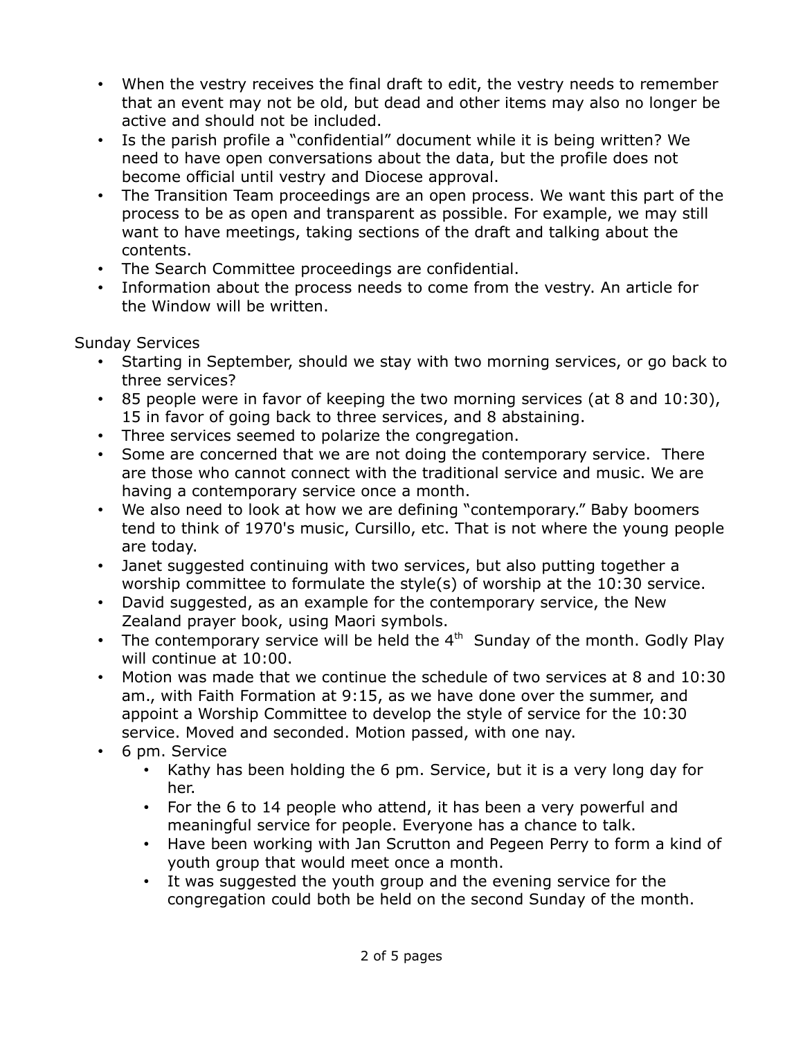- When the vestry receives the final draft to edit, the vestry needs to remember that an event may not be old, but dead and other items may also no longer be active and should not be included.
- Is the parish profile a "confidential" document while it is being written? We need to have open conversations about the data, but the profile does not become official until vestry and Diocese approval.
- The Transition Team proceedings are an open process. We want this part of the process to be as open and transparent as possible. For example, we may still want to have meetings, taking sections of the draft and talking about the contents.
- The Search Committee proceedings are confidential.
- Information about the process needs to come from the vestry. An article for the Window will be written.

Sunday Services

- Starting in September, should we stay with two morning services, or go back to three services?
- 85 people were in favor of keeping the two morning services (at 8 and 10:30), 15 in favor of going back to three services, and 8 abstaining.
- Three services seemed to polarize the congregation.
- Some are concerned that we are not doing the contemporary service. There are those who cannot connect with the traditional service and music. We are having a contemporary service once a month.
- We also need to look at how we are defining "contemporary." Baby boomers tend to think of 1970's music, Cursillo, etc. That is not where the young people are today.
- Janet suggested continuing with two services, but also putting together a worship committee to formulate the style(s) of worship at the 10:30 service.
- David suggested, as an example for the contemporary service, the New Zealand prayer book, using Maori symbols.
- The contemporary service will be held the 4th Sunday of the month. Godly Play will continue at 10:00.
- Motion was made that we continue the schedule of two services at 8 and 10:30 am., with Faith Formation at 9:15, as we have done over the summer, and appoint a Worship Committee to develop the style of service for the 10:30 service. Moved and seconded. Motion passed, with one nay.
- 6 pm. Service
  - Kathy has been holding the 6 pm. Service, but it is a very long day for her.
  - For the 6 to 14 people who attend, it has been a very powerful and meaningful service for people. Everyone has a chance to talk.
  - Have been working with Jan Scrutton and Pegeen Perry to form a kind of youth group that would meet once a month.
  - It was suggested the youth group and the evening service for the congregation could both be held on the second Sunday of the month.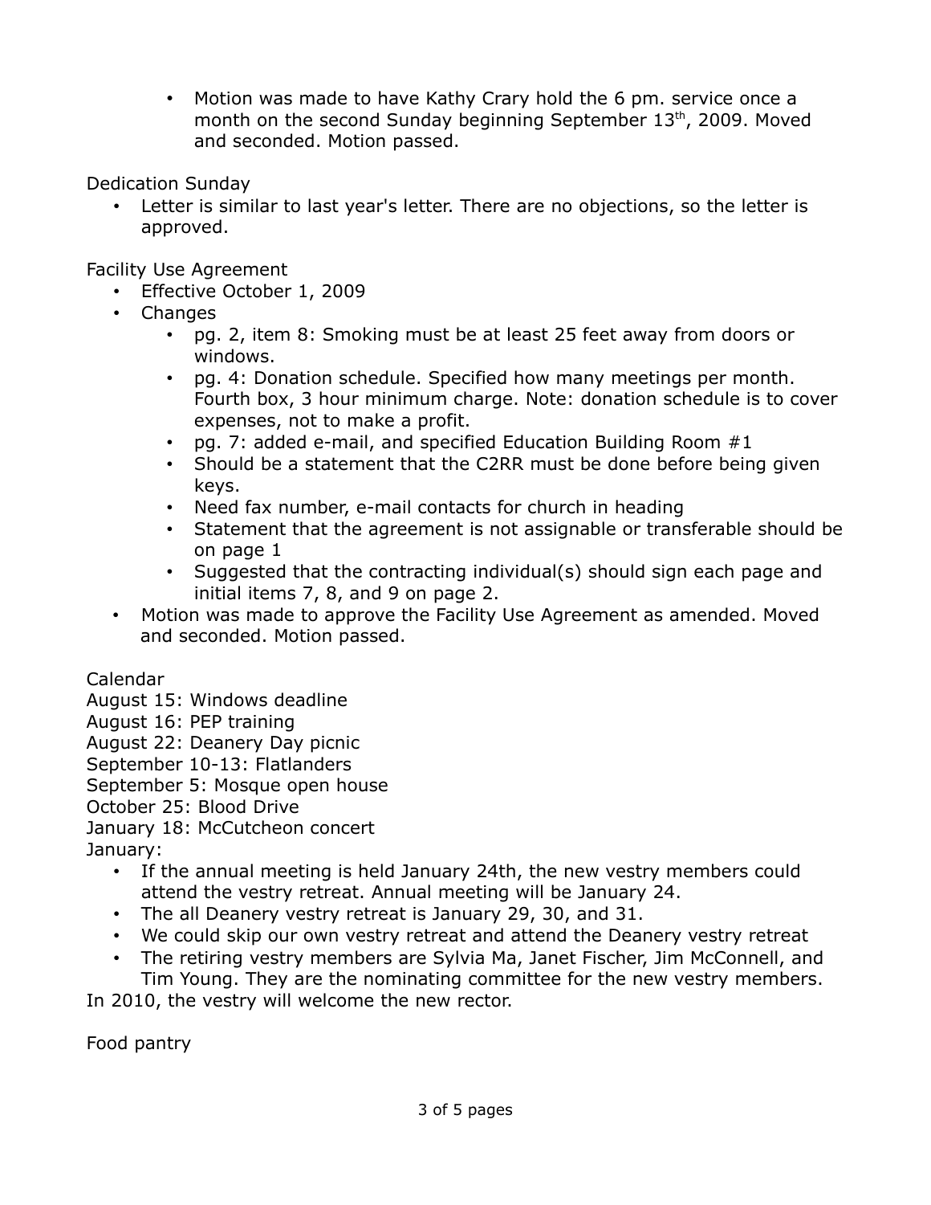- Motion was made to have Kathy Crary hold the 6 pm. service once a month on the second Sunday beginning September 13th, 2009. Moved and seconded. Motion passed.

Dedication Sunday

- Letter is similar to last year's letter. There are no objections, so the letter is approved.

Facility Use Agreement

- Effective October 1, 2009
- Changes
  - pg. 2, item 8: Smoking must be at least 25 feet away from doors or windows.
  - pg. 4: Donation schedule. Specified how many meetings per month. Fourth box, 3 hour minimum charge. Note: donation schedule is to cover expenses, not to make a profit.
  - pg. 7: added e-mail, and specified Education Building Room #1
  - Should be a statement that the C2RR must be done before being given keys.
  - Need fax number, e-mail contacts for church in heading
  - Statement that the agreement is not assignable or transferable should be on page 1
  - Suggested that the contracting individual(s) should sign each page and initial items 7, 8, and 9 on page 2.
- Motion was made to approve the Facility Use Agreement as amended. Moved and seconded. Motion passed.

Calendar

August 15: Windows deadline
August 16: PEP training
August 22: Deanery Day picnic
September 10-13: Flatlanders
September 5: Mosque open house
October 25: Blood Drive
January 18: McCutcheon concert
January:

- If the annual meeting is held January 24th, the new vestry members could attend the vestry retreat. Annual meeting will be January 24.
- The all Deanery vestry retreat is January 29, 30, and 31.
- We could skip our own vestry retreat and attend the Deanery vestry retreat
- The retiring vestry members are Sylvia Ma, Janet Fischer, Jim McConnell, and Tim Young. They are the nominating committee for the new vestry members.

In 2010, the vestry will welcome the new rector.

Food pantry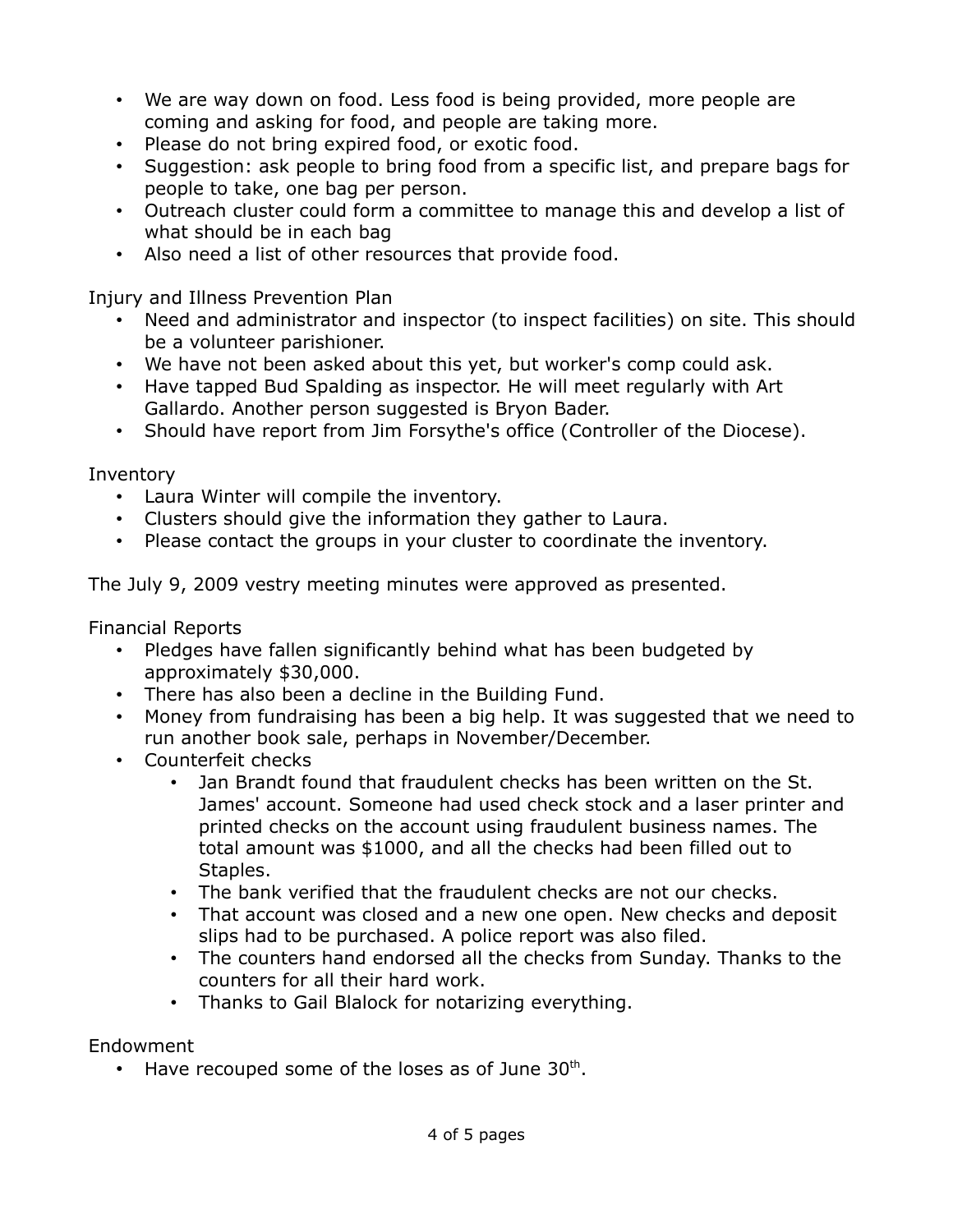- We are way down on food. Less food is being provided, more people are coming and asking for food, and people are taking more.
- Please do not bring expired food, or exotic food.
- Suggestion: ask people to bring food from a specific list, and prepare bags for people to take, one bag per person.
- Outreach cluster could form a committee to manage this and develop a list of what should be in each bag
- Also need a list of other resources that provide food.

Injury and Illness Prevention Plan

- Need and administrator and inspector (to inspect facilities) on site. This should be a volunteer parishioner.
- We have not been asked about this yet, but worker's comp could ask.
- Have tapped Bud Spalding as inspector. He will meet regularly with Art Gallardo. Another person suggested is Bryon Bader.
- Should have report from Jim Forsythe's office (Controller of the Diocese).

Inventory

- Laura Winter will compile the inventory.
- Clusters should give the information they gather to Laura.
- Please contact the groups in your cluster to coordinate the inventory.

The July 9, 2009 vestry meeting minutes were approved as presented.

Financial Reports

- Pledges have fallen significantly behind what has been budgeted by approximately $30,000.
- There has also been a decline in the Building Fund.
- Money from fundraising has been a big help. It was suggested that we need to run another book sale, perhaps in November/December.
- Counterfeit checks
  - Jan Brandt found that fraudulent checks has been written on the St. James' account. Someone had used check stock and a laser printer and printed checks on the account using fraudulent business names. The total amount was $1000, and all the checks had been filled out to Staples.
  - The bank verified that the fraudulent checks are not our checks.
  - That account was closed and a new one open. New checks and deposit slips had to be purchased. A police report was also filed.
  - The counters hand endorsed all the checks from Sunday. Thanks to the counters for all their hard work.
  - Thanks to Gail Blalock for notarizing everything.

Endowment

- Have recouped some of the loses as of June 30th.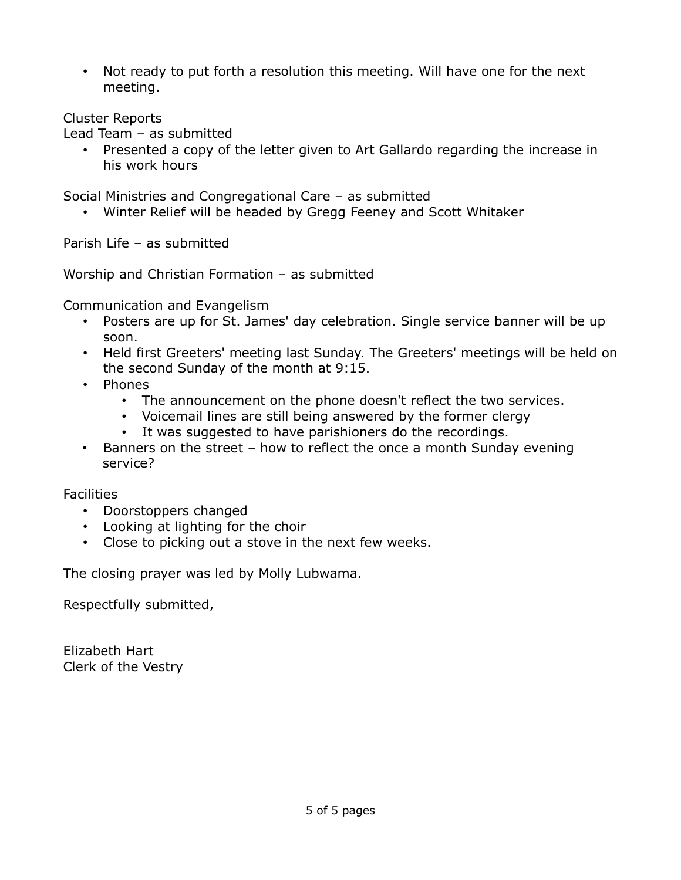- Not ready to put forth a resolution this meeting. Will have one for the next meeting.

Cluster Reports

Lead Team – as submitted

- Presented a copy of the letter given to Art Gallardo regarding the increase in his work hours

Social Ministries and Congregational Care – as submitted

- Winter Relief will be headed by Gregg Feeney and Scott Whitaker

Parish Life – as submitted

Worship and Christian Formation – as submitted

Communication and Evangelism

- Posters are up for St. James' day celebration. Single service banner will be up soon.
- Held first Greeters' meeting last Sunday. The Greeters' meetings will be held on the second Sunday of the month at 9:15.
- Phones
    - The announcement on the phone doesn't reflect the two services.
    - Voicemail lines are still being answered by the former clergy
    - It was suggested to have parishioners do the recordings.
- Banners on the street – how to reflect the once a month Sunday evening service?

Facilities

- Doorstoppers changed
- Looking at lighting for the choir
- Close to picking out a stove in the next few weeks.

The closing prayer was led by Molly Lubwama.

Respectfully submitted,

Elizabeth Hart
Clerk of the Vestry